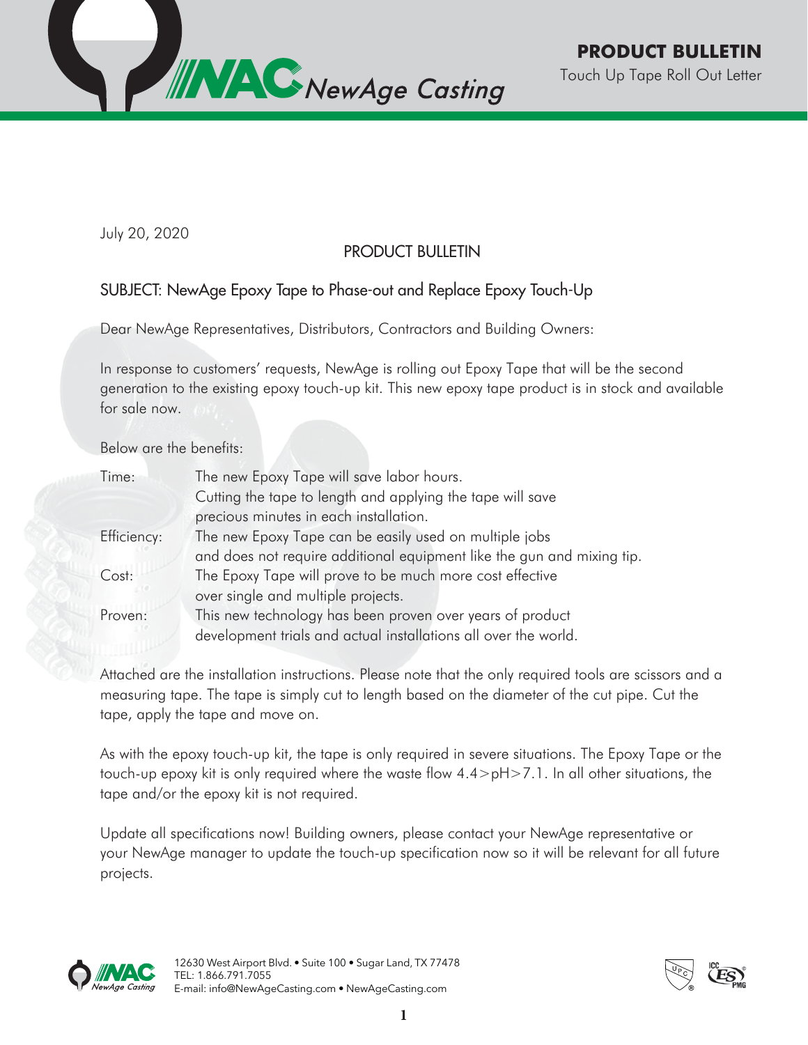# PRODUCT BULLETIN

Touch Up Tape Roll Out Letter

July 20, 2020

## PRODUCT BULLETIN

### SUBJECT: NewAge Epoxy Tape to Phase-out and Replace Epoxy Touch-Up

Dear NewAge Representatives, Distributors, Contractors and Building Owners:

In response to customers' requests, NewAge is rolling out Epoxy Tape that will be the second generation to the existing epoxy touch-up kit. This new epoxy tape product is in stock and available for sale now.

Below are the benefits:

| | |
|---|---|
| Time: | The new Epoxy Tape will save labor hours. Cutting the tape to length and applying the tape will save precious minutes in each installation. |
| Efficiency: | The new Epoxy Tape can be easily used on multiple jobs and does not require additional equipment like the gun and mixing tip. |
| Cost: | The Epoxy Tape will prove to be much more cost effective over single and multiple projects. |
| Proven: | This new technology has been proven over years of product development trials and actual installations all over the world. |

Attached are the installation instructions. Please note that the only required tools are scissors and a measuring tape. The tape is simply cut to length based on the diameter of the cut pipe. Cut the tape, apply the tape and move on.

As with the epoxy touch-up kit, the tape is only required in severe situations. The Epoxy Tape or the touch-up epoxy kit is only required where the waste flow $4.4 > pH > 7.1$. In all other situations, the tape and/or the epoxy kit is not required.

Update all specifications now! Building owners, please contact your NewAge representative or your NewAge manager to update the touch-up specification now so it will be relevant for all future projects.

12630 West Airport Blvd. • Suite 100 • Sugar Land, TX 77478
TEL: 1.866.791.7055
E-mail: info@NewAgeCasting.com • NewAgeCasting.com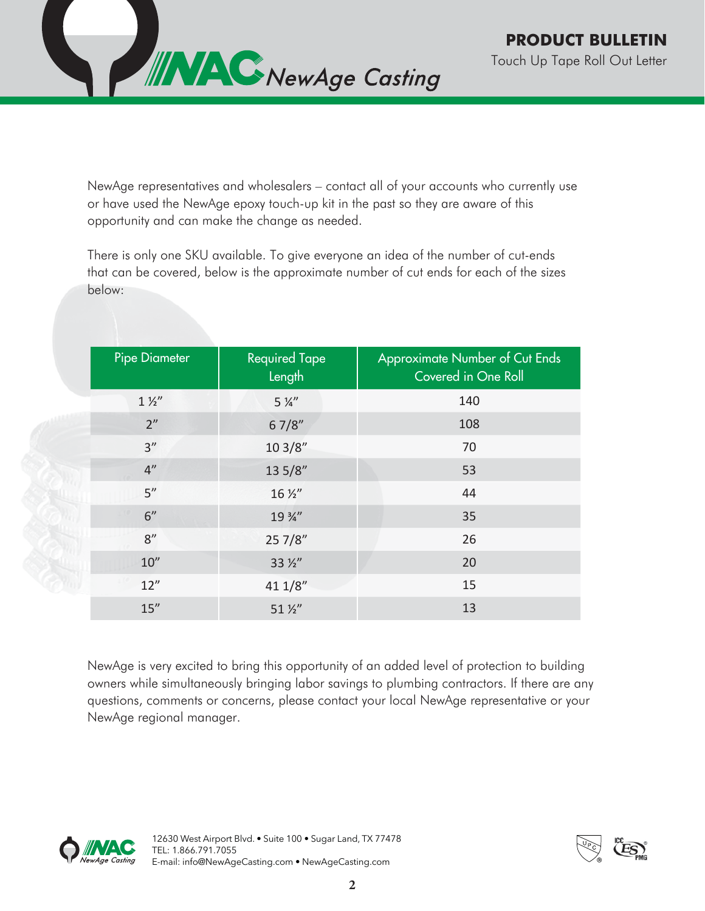NewAge representatives and wholesalers – contact all of your accounts who currently use or have used the NewAge epoxy touch-up kit in the past so they are aware of this opportunity and can make the change as needed.

There is only one SKU available. To give everyone an idea of the number of cut-ends that can be covered, below is the approximate number of cut ends for each of the sizes below:

| Pipe Diameter | Required Tape Length | Approximate Number of Cut Ends Covered in One Roll |
|---|---|---|
| 1 ½" | 5 ¼" | 140 |
| 2" | 6 7/8" | 108 |
| 3" | 10 3/8" | 70 |
| 4" | 13 5/8" | 53 |
| 5" | 16 ½" | 44 |
| 6" | 19 ¾" | 35 |
| 8" | 25 7/8" | 26 |
| 10" | 33 ½" | 20 |
| 12" | 41 1/8" | 15 |
| 15" | 51 ½" | 13 |

NewAge is very excited to bring this opportunity of an added level of protection to building owners while simultaneously bringing labor savings to plumbing contractors. If there are any questions, comments or concerns, please contact your local NewAge representative or your NewAge regional manager.

12630 West Airport Blvd. • Suite 100 • Sugar Land, TX 77478
TEL: 1.866.791.7055
E-mail: info@NewAgeCasting.com • NewAgeCasting.com